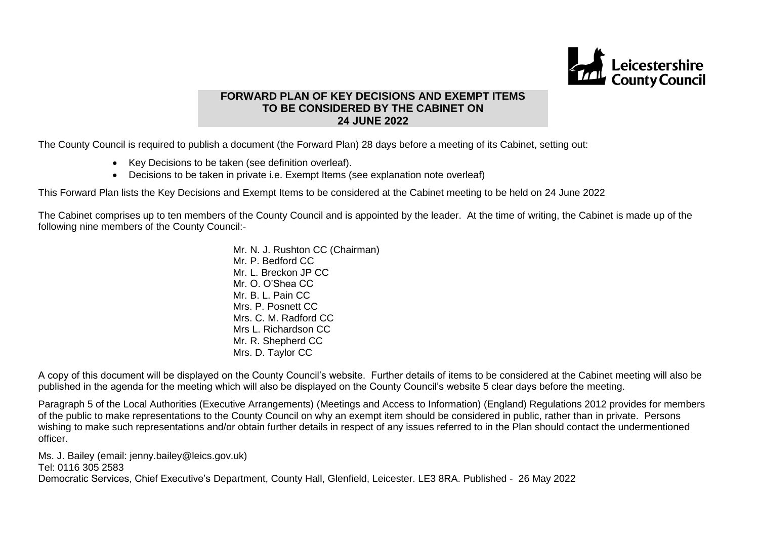Leicestershire County Council

# FORWARD PLAN OF KEY DECISIONS AND EXEMPT ITEMS TO BE CONSIDERED BY THE CABINET ON 24 JUNE 2022

The County Council is required to publish a document (the Forward Plan) 28 days before a meeting of its Cabinet, setting out:

- Key Decisions to be taken (see definition overleaf).
- Decisions to be taken in private i.e. Exempt Items (see explanation note overleaf)

This Forward Plan lists the Key Decisions and Exempt Items to be considered at the Cabinet meeting to be held on 24 June 2022

The Cabinet comprises up to ten members of the County Council and is appointed by the leader. At the time of writing, the Cabinet is made up of the following nine members of the County Council:-

Mr. N. J. Rushton CC (Chairman)
Mr. P. Bedford CC
Mr. L. Breckon JP CC
Mr. O. O'Shea CC
Mr. B. L. Pain CC
Mrs. P. Posnett CC
Mrs. C. M. Radford CC
Mrs L. Richardson CC
Mr. R. Shepherd CC
Mrs. D. Taylor CC

A copy of this document will be displayed on the County Council's website. Further details of items to be considered at the Cabinet meeting will also be published in the agenda for the meeting which will also be displayed on the County Council's website 5 clear days before the meeting.

Paragraph 5 of the Local Authorities (Executive Arrangements) (Meetings and Access to Information) (England) Regulations 2012 provides for members of the public to make representations to the County Council on why an exempt item should be considered in public, rather than in private. Persons wishing to make such representations and/or obtain further details in respect of any issues referred to in the Plan should contact the undermentioned officer.

Ms. J. Bailey (email: jenny.bailey@leics.gov.uk)
Tel: 0116 305 2583
Democratic Services, Chief Executive's Department, County Hall, Glenfield, Leicester. LE3 8RA. Published - 26 May 2022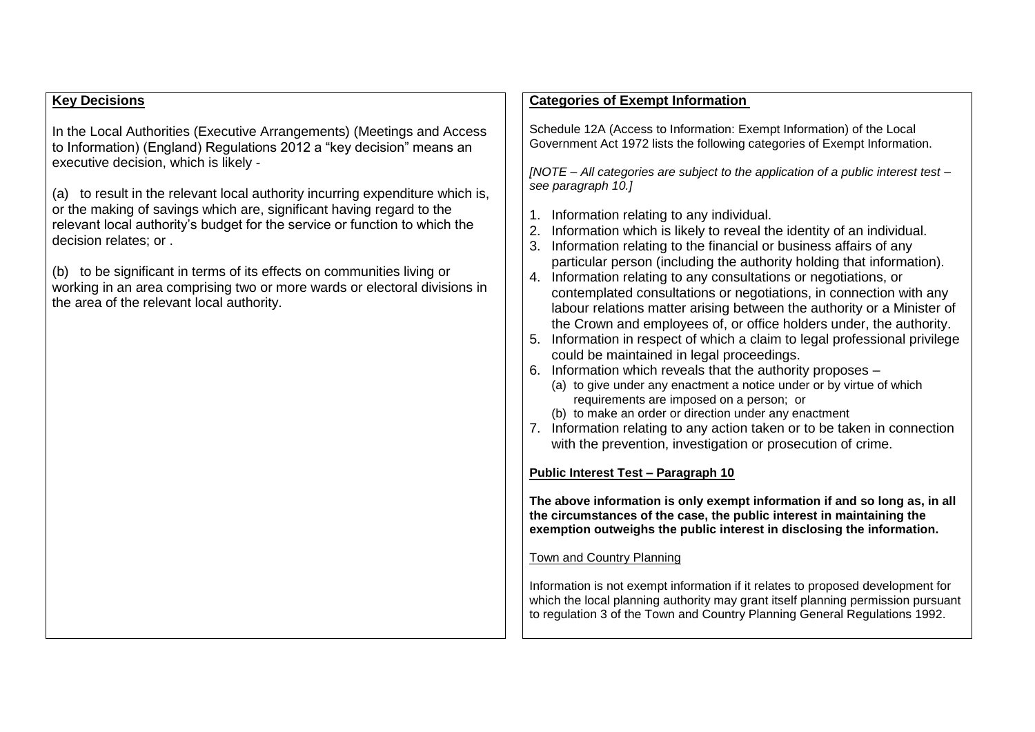## Key Decisions

In the Local Authorities (Executive Arrangements) (Meetings and Access to Information) (England) Regulations 2012 a "key decision" means an executive decision, which is likely -

(a) to result in the relevant local authority incurring expenditure which is, or the making of savings which are, significant having regard to the relevant local authority's budget for the service or function to which the decision relates; or .

(b) to be significant in terms of its effects on communities living or working in an area comprising two or more wards or electoral divisions in the area of the relevant local authority.

## Categories of Exempt Information

Schedule 12A (Access to Information: Exempt Information) of the Local Government Act 1972 lists the following categories of Exempt Information.

*[NOTE – All categories are subject to the application of a public interest test – see paragraph 10.]*

1. Information relating to any individual.
2. Information which is likely to reveal the identity of an individual.
3. Information relating to the financial or business affairs of any particular person (including the authority holding that information).
4. Information relating to any consultations or negotiations, or contemplated consultations or negotiations, in connection with any labour relations matter arising between the authority or a Minister of the Crown and employees of, or office holders under, the authority.
5. Information in respect of which a claim to legal professional privilege could be maintained in legal proceedings.
6. Information which reveals that the authority proposes –
   (a) to give under any enactment a notice under or by virtue of which requirements are imposed on a person; or
   (b) to make an order or direction under any enactment
7. Information relating to any action taken or to be taken in connection with the prevention, investigation or prosecution of crime.

### Public Interest Test – Paragraph 10

**The above information is only exempt information if and so long as, in all the circumstances of the case, the public interest in maintaining the exemption outweighs the public interest in disclosing the information.**

Town and Country Planning

Information is not exempt information if it relates to proposed development for which the local planning authority may grant itself planning permission pursuant to regulation 3 of the Town and Country Planning General Regulations 1992.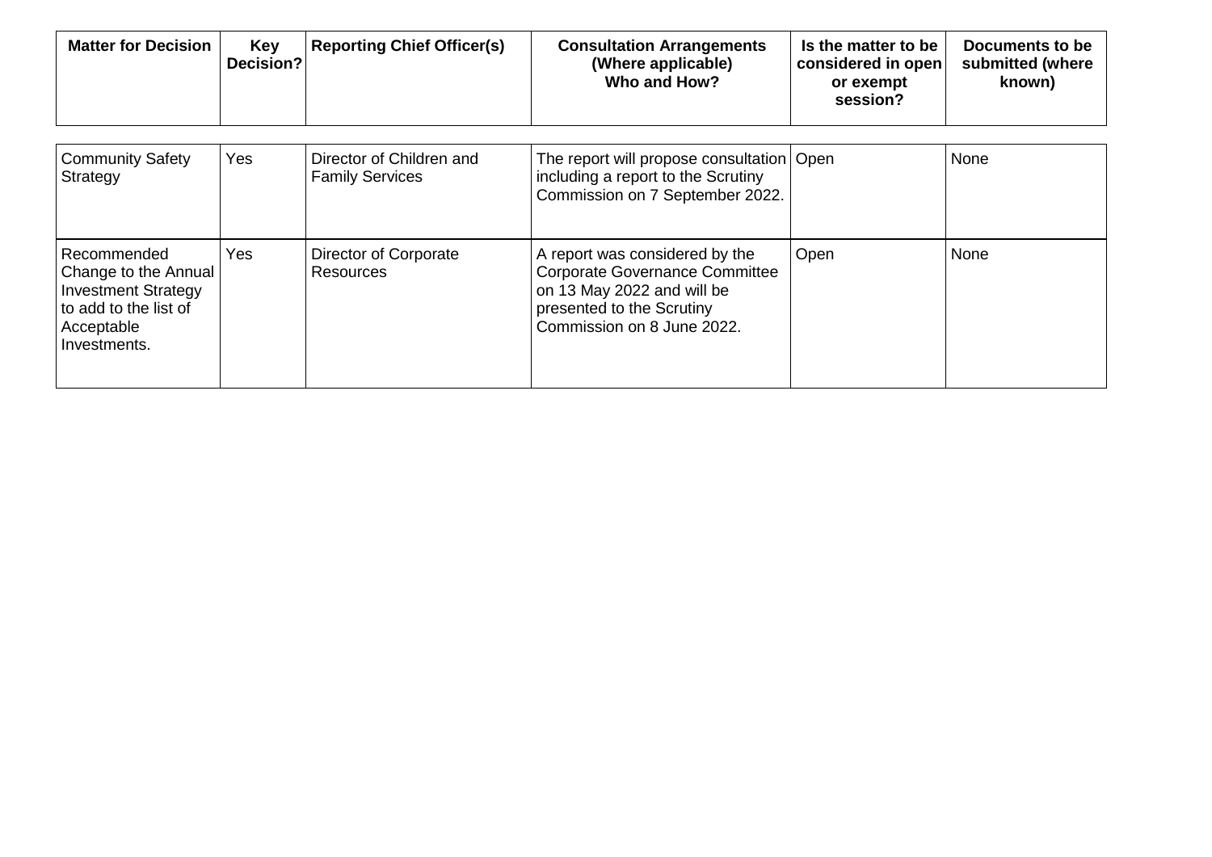| Matter for Decision | Key Decision? | Reporting Chief Officer(s) | Consultation Arrangements (Where applicable) Who and How? | Is the matter to be considered in open or exempt session? | Documents to be submitted (where known) |
|---|---|---|---|---|---|
| Community Safety Strategy | Yes | Director of Children and Family Services | The report will propose consultation including a report to the Scrutiny Commission on 7 September 2022. | Open | None |
| Recommended Change to the Annual Investment Strategy to add to the list of Acceptable Investments. | Yes | Director of Corporate Resources | A report was considered by the Corporate Governance Committee on 13 May 2022 and will be presented to the Scrutiny Commission on 8 June 2022. | Open | None |